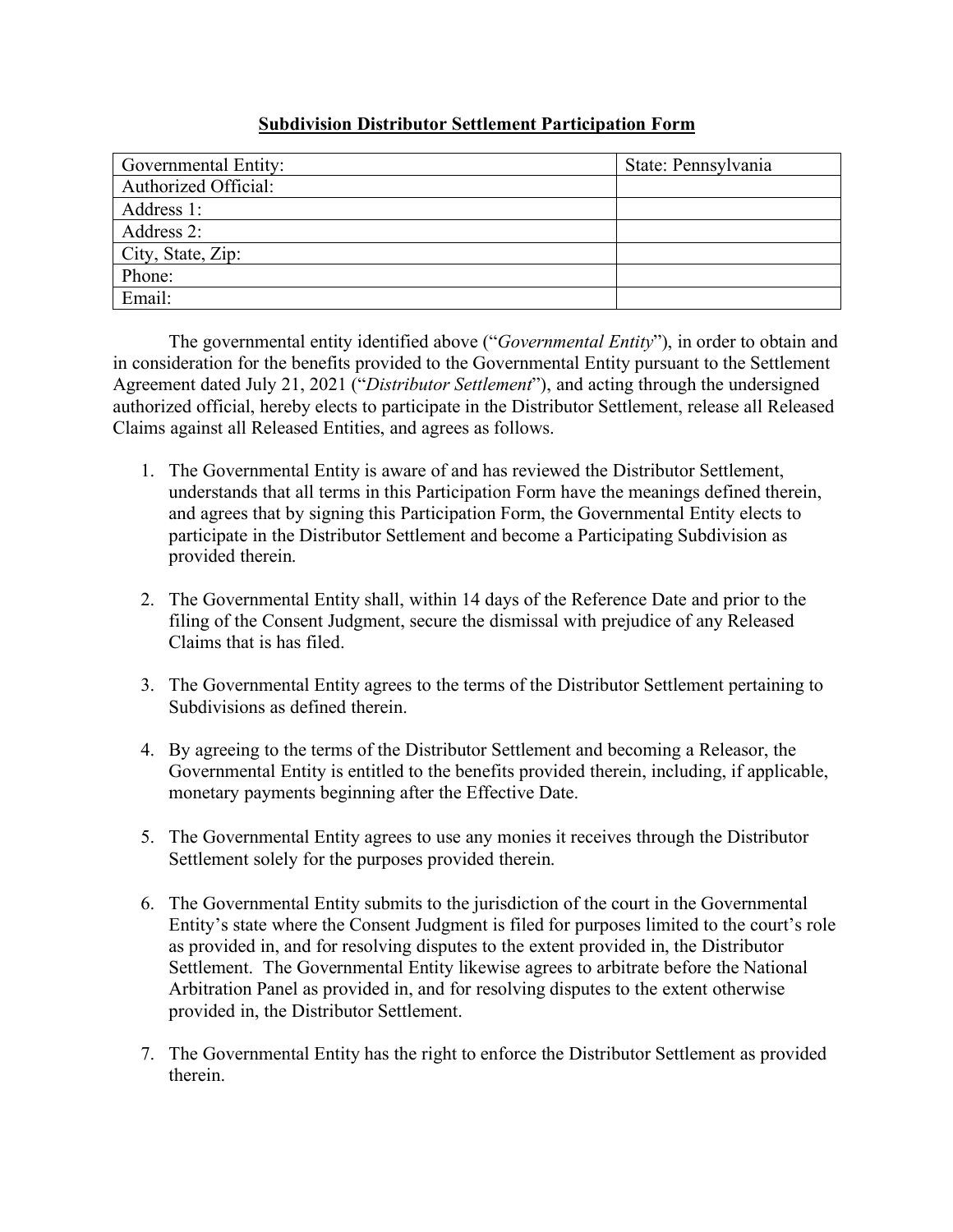**Subdivision Distributor Settlement Participation Form**

| Governmental Entity: | State: Pennsylvania |
|---|---|
| Authorized Official: | |
| Address 1: | |
| Address 2: | |
| City, State, Zip: | |
| Phone: | |
| Email: | |

The governmental entity identified above ("*Governmental Entity*"), in order to obtain and in consideration for the benefits provided to the Governmental Entity pursuant to the Settlement Agreement dated July 21, 2021 ("*Distributor Settlement*"), and acting through the undersigned authorized official, hereby elects to participate in the Distributor Settlement, release all Released Claims against all Released Entities, and agrees as follows.

1. The Governmental Entity is aware of and has reviewed the Distributor Settlement, understands that all terms in this Participation Form have the meanings defined therein, and agrees that by signing this Participation Form, the Governmental Entity elects to participate in the Distributor Settlement and become a Participating Subdivision as provided therein.

2. The Governmental Entity shall, within 14 days of the Reference Date and prior to the filing of the Consent Judgment, secure the dismissal with prejudice of any Released Claims that is has filed.

3. The Governmental Entity agrees to the terms of the Distributor Settlement pertaining to Subdivisions as defined therein.

4. By agreeing to the terms of the Distributor Settlement and becoming a Releasor, the Governmental Entity is entitled to the benefits provided therein, including, if applicable, monetary payments beginning after the Effective Date.

5. The Governmental Entity agrees to use any monies it receives through the Distributor Settlement solely for the purposes provided therein.

6. The Governmental Entity submits to the jurisdiction of the court in the Governmental Entity's state where the Consent Judgment is filed for purposes limited to the court's role as provided in, and for resolving disputes to the extent provided in, the Distributor Settlement. The Governmental Entity likewise agrees to arbitrate before the National Arbitration Panel as provided in, and for resolving disputes to the extent otherwise provided in, the Distributor Settlement.

7. The Governmental Entity has the right to enforce the Distributor Settlement as provided therein.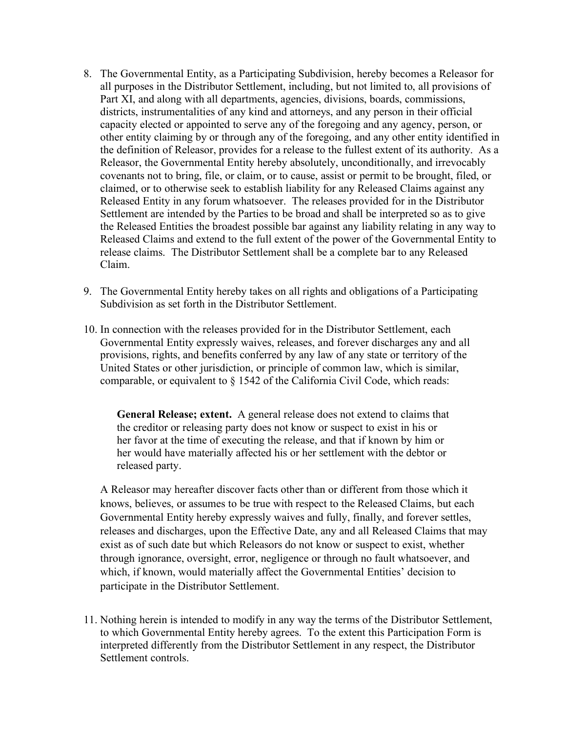8. The Governmental Entity, as a Participating Subdivision, hereby becomes a Releasor for all purposes in the Distributor Settlement, including, but not limited to, all provisions of Part XI, and along with all departments, agencies, divisions, boards, commissions, districts, instrumentalities of any kind and attorneys, and any person in their official capacity elected or appointed to serve any of the foregoing and any agency, person, or other entity claiming by or through any of the foregoing, and any other entity identified in the definition of Releasor, provides for a release to the fullest extent of its authority. As a Releasor, the Governmental Entity hereby absolutely, unconditionally, and irrevocably covenants not to bring, file, or claim, or to cause, assist or permit to be brought, filed, or claimed, or to otherwise seek to establish liability for any Released Claims against any Released Entity in any forum whatsoever. The releases provided for in the Distributor Settlement are intended by the Parties to be broad and shall be interpreted so as to give the Released Entities the broadest possible bar against any liability relating in any way to Released Claims and extend to the full extent of the power of the Governmental Entity to release claims. The Distributor Settlement shall be a complete bar to any Released Claim.

9. The Governmental Entity hereby takes on all rights and obligations of a Participating Subdivision as set forth in the Distributor Settlement.

10. In connection with the releases provided for in the Distributor Settlement, each Governmental Entity expressly waives, releases, and forever discharges any and all provisions, rights, and benefits conferred by any law of any state or territory of the United States or other jurisdiction, or principle of common law, which is similar, comparable, or equivalent to § 1542 of the California Civil Code, which reads:

    > **General Release; extent.** A general release does not extend to claims that the creditor or releasing party does not know or suspect to exist in his or her favor at the time of executing the release, and that if known by him or her would have materially affected his or her settlement with the debtor or released party.

    A Releasor may hereafter discover facts other than or different from those which it knows, believes, or assumes to be true with respect to the Released Claims, but each Governmental Entity hereby expressly waives and fully, finally, and forever settles, releases and discharges, upon the Effective Date, any and all Released Claims that may exist as of such date but which Releasors do not know or suspect to exist, whether through ignorance, oversight, error, negligence or through no fault whatsoever, and which, if known, would materially affect the Governmental Entities' decision to participate in the Distributor Settlement.

11. Nothing herein is intended to modify in any way the terms of the Distributor Settlement, to which Governmental Entity hereby agrees. To the extent this Participation Form is interpreted differently from the Distributor Settlement in any respect, the Distributor Settlement controls.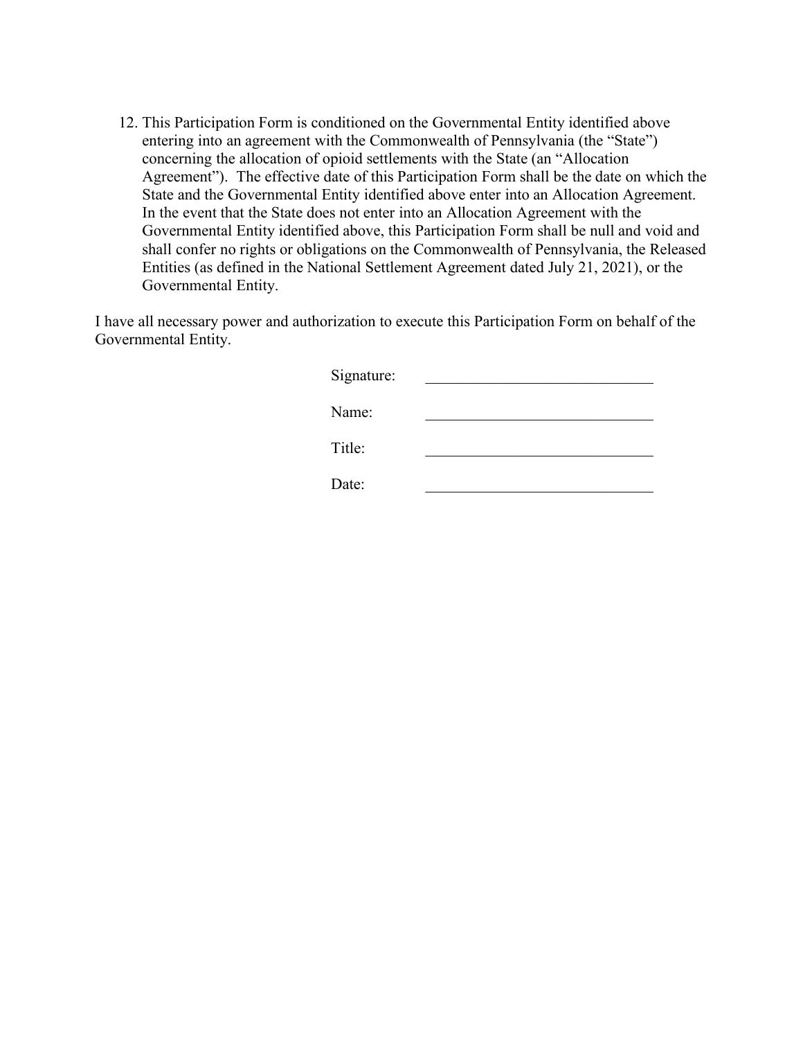12. This Participation Form is conditioned on the Governmental Entity identified above entering into an agreement with the Commonwealth of Pennsylvania (the "State") concerning the allocation of opioid settlements with the State (an "Allocation Agreement"). The effective date of this Participation Form shall be the date on which the State and the Governmental Entity identified above enter into an Allocation Agreement. In the event that the State does not enter into an Allocation Agreement with the Governmental Entity identified above, this Participation Form shall be null and void and shall confer no rights or obligations on the Commonwealth of Pennsylvania, the Released Entities (as defined in the National Settlement Agreement dated July 21, 2021), or the Governmental Entity.

I have all necessary power and authorization to execute this Participation Form on behalf of the Governmental Entity.

Signature: ______________________________

Name: ______________________________

Title: ______________________________

Date: ______________________________